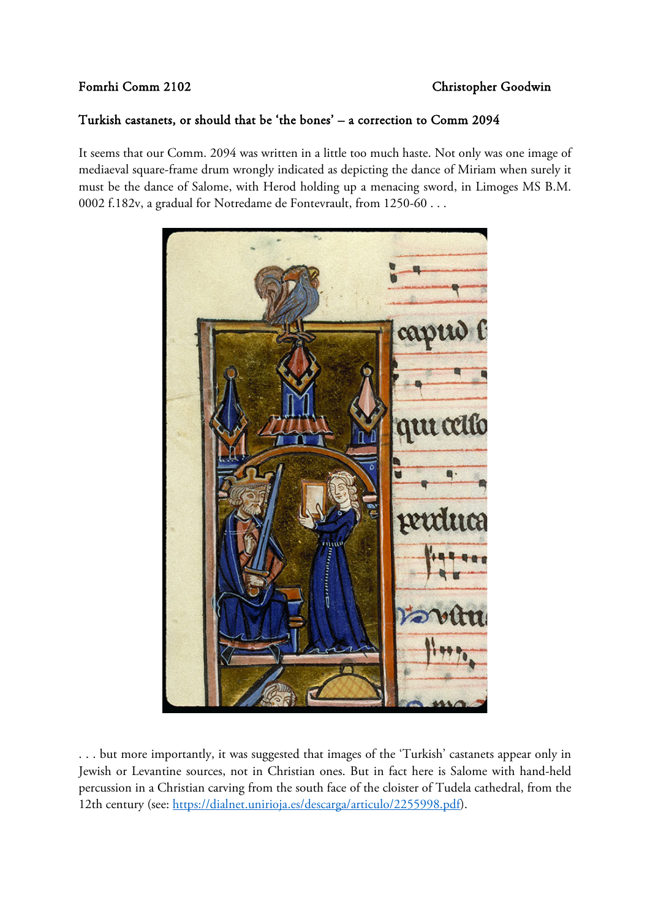Fomrhi Comm 2102 Christopher Goodwin

## Turkish castanets, or should that be 'the bones' – a correction to Comm 2094

It seems that our Comm. 2094 was written in a little too much haste. Not only was one image of mediaeval square-frame drum wrongly indicated as depicting the dance of Miriam when surely it must be the dance of Salome, with Herod holding up a menacing sword, in Limoges MS B.M. 0002 f.182v, a gradual for Notredame de Fontevrault, from 1250-60 . . .

. . . but more importantly, it was suggested that images of the 'Turkish' castanets appear only in Jewish or Levantine sources, not in Christian ones. But in fact here is Salome with hand-held percussion in a Christian carving from the south face of the cloister of Tudela cathedral, from the 12th century (see: https://dialnet.unirioja.es/descarga/articulo/2255998.pdf).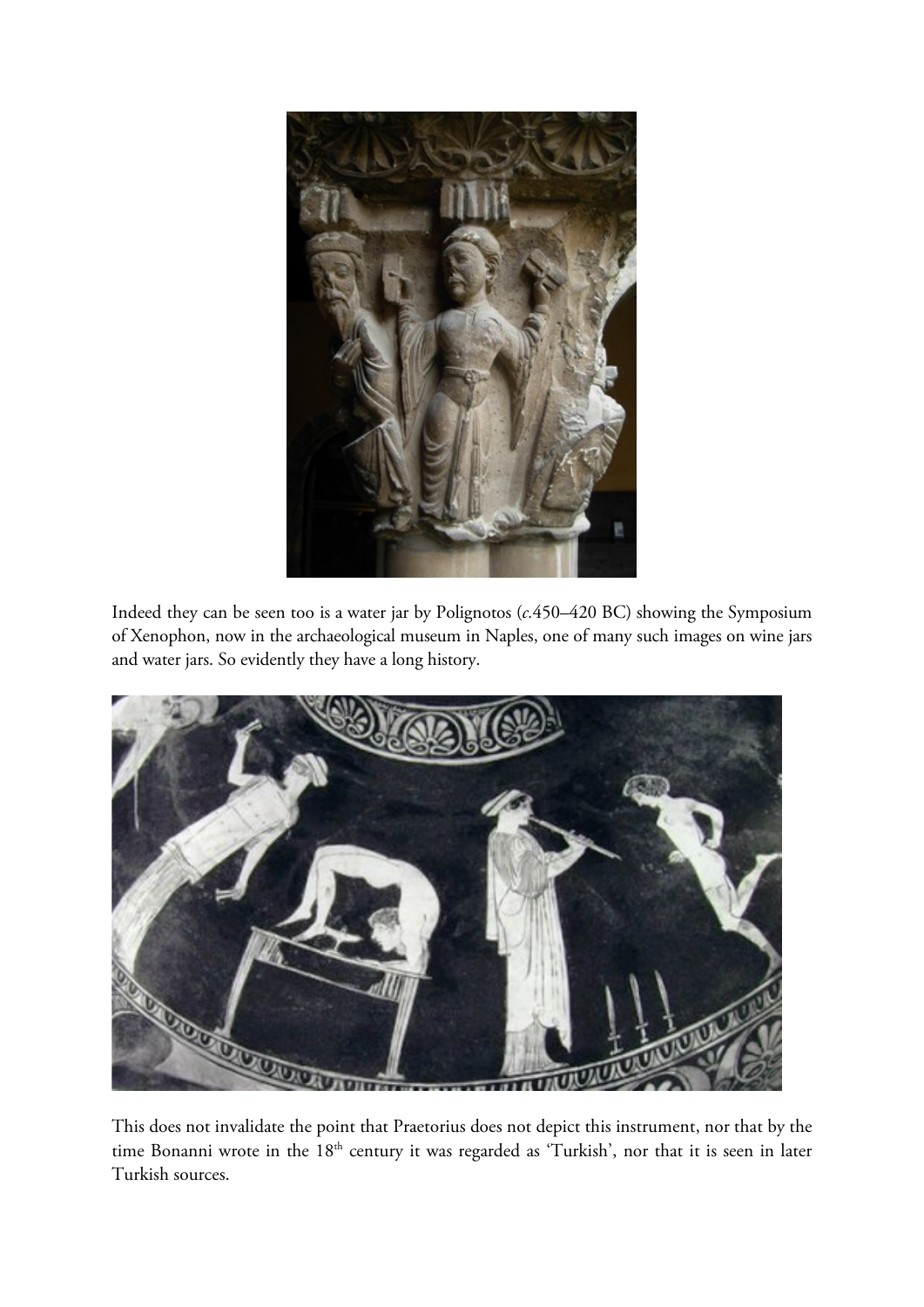Indeed they can be seen too is a water jar by Polignotos (*c.*450–420 BC) showing the Symposium of Xenophon, now in the archaeological museum in Naples, one of many such images on wine jars and water jars. So evidently they have a long history.

This does not invalidate the point that Praetorius does not depict this instrument, nor that by the time Bonanni wrote in the 18th century it was regarded as 'Turkish', nor that it is seen in later Turkish sources.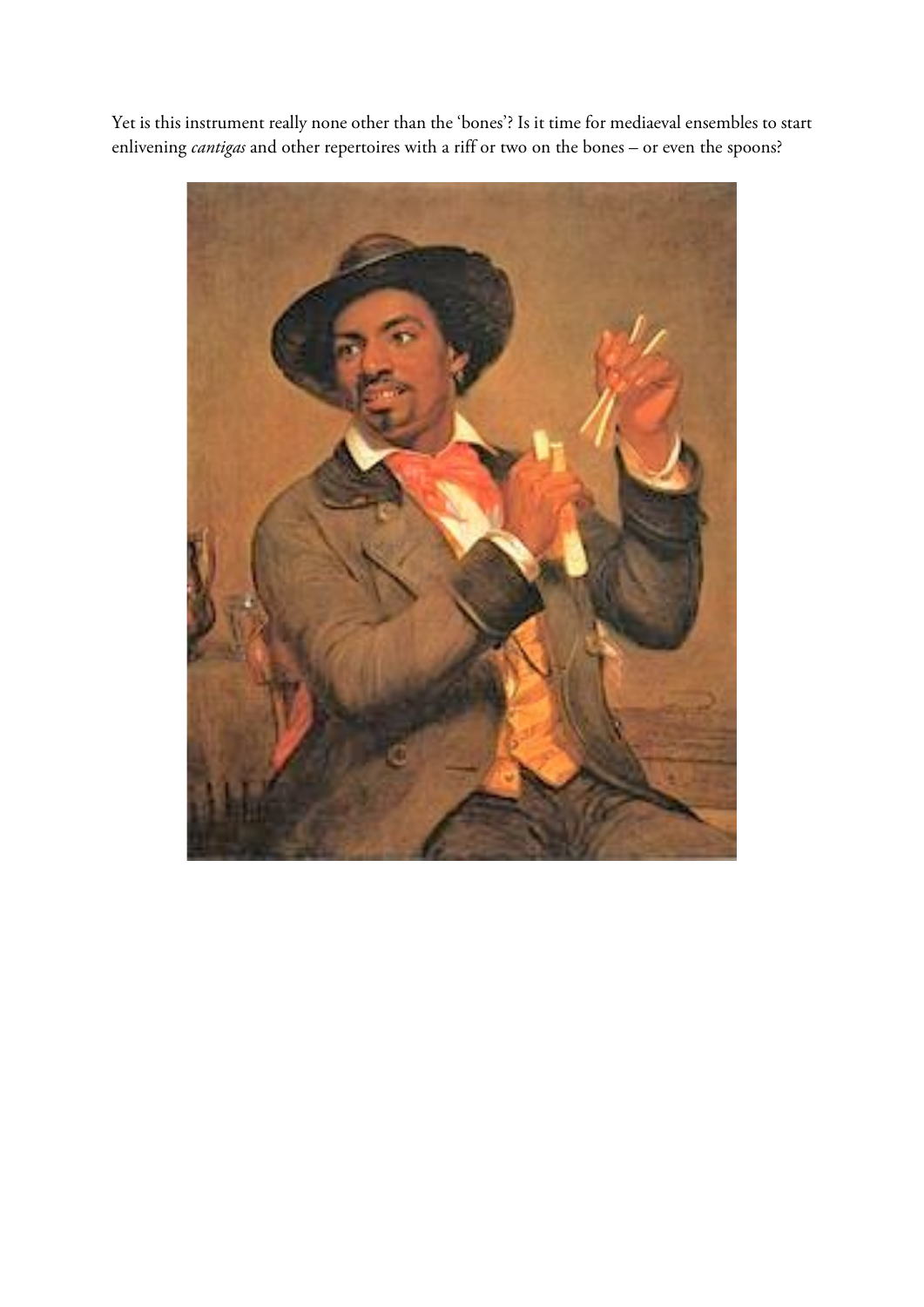Yet is this instrument really none other than the 'bones'? Is it time for mediaeval ensembles to start enlivening *cantigas* and other repertoires with a riff or two on the bones – or even the spoons?